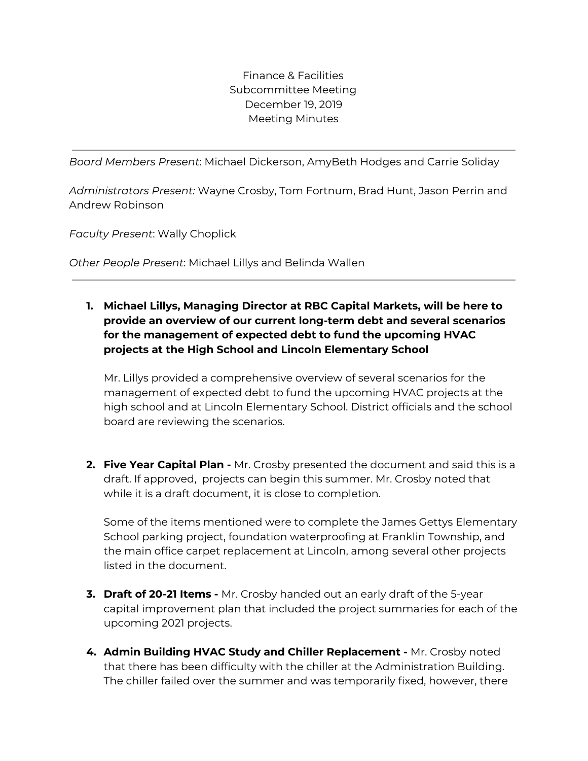Finance & Facilities
Subcommittee Meeting
December 19, 2019
Meeting Minutes

---

*Board Members Present*: Michael Dickerson, AmyBeth Hodges and Carrie Soliday

*Administrators Present:* Wayne Crosby, Tom Fortnum, Brad Hunt, Jason Perrin and Andrew Robinson

*Faculty Present*: Wally Choplick

*Other People Present*: Michael Lillys and Belinda Wallen

---

1. **Michael Lillys, Managing Director at RBC Capital Markets, will be here to provide an overview of our current long-term debt and several scenarios for the management of expected debt to fund the upcoming HVAC projects at the High School and Lincoln Elementary School**

   Mr. Lillys provided a comprehensive overview of several scenarios for the management of expected debt to fund the upcoming HVAC projects at the high school and at Lincoln Elementary School. District officials and the school board are reviewing the scenarios.

2. **Five Year Capital Plan -** Mr. Crosby presented the document and said this is a draft. If approved, projects can begin this summer. Mr. Crosby noted that while it is a draft document, it is close to completion.

   Some of the items mentioned were to complete the James Gettys Elementary School parking project, foundation waterproofing at Franklin Township, and the main office carpet replacement at Lincoln, among several other projects listed in the document.

3. **Draft of 20-21 Items -** Mr. Crosby handed out an early draft of the 5-year capital improvement plan that included the project summaries for each of the upcoming 2021 projects.

4. **Admin Building HVAC Study and Chiller Replacement -** Mr. Crosby noted that there has been difficulty with the chiller at the Administration Building. The chiller failed over the summer and was temporarily fixed, however, there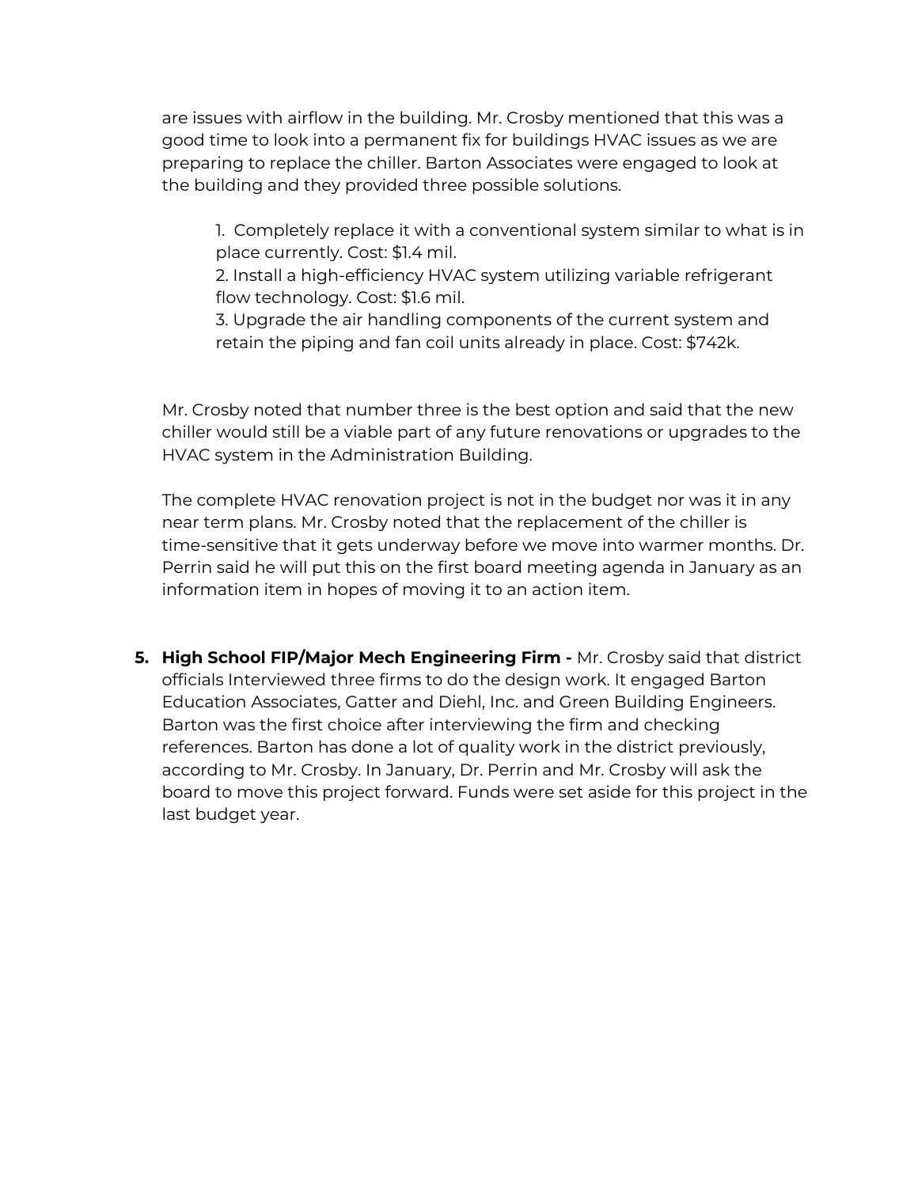are issues with airflow in the building. Mr. Crosby mentioned that this was a good time to look into a permanent fix for buildings HVAC issues as we are preparing to replace the chiller. Barton Associates were engaged to look at the building and they provided three possible solutions.

1. Completely replace it with a conventional system similar to what is in place currently. Cost: $1.4 mil.
2. Install a high-efficiency HVAC system utilizing variable refrigerant flow technology. Cost: $1.6 mil.
3. Upgrade the air handling components of the current system and retain the piping and fan coil units already in place. Cost: $742k.

Mr. Crosby noted that number three is the best option and said that the new chiller would still be a viable part of any future renovations or upgrades to the HVAC system in the Administration Building.

The complete HVAC renovation project is not in the budget nor was it in any near term plans. Mr. Crosby noted that the replacement of the chiller is time-sensitive that it gets underway before we move into warmer months. Dr. Perrin said he will put this on the first board meeting agenda in January as an information item in hopes of moving it to an action item.

5. **High School FIP/Major Mech Engineering Firm -** Mr. Crosby said that district officials Interviewed three firms to do the design work. It engaged Barton Education Associates, Gatter and Diehl, Inc. and Green Building Engineers. Barton was the first choice after interviewing the firm and checking references. Barton has done a lot of quality work in the district previously, according to Mr. Crosby. In January, Dr. Perrin and Mr. Crosby will ask the board to move this project forward. Funds were set aside for this project in the last budget year.